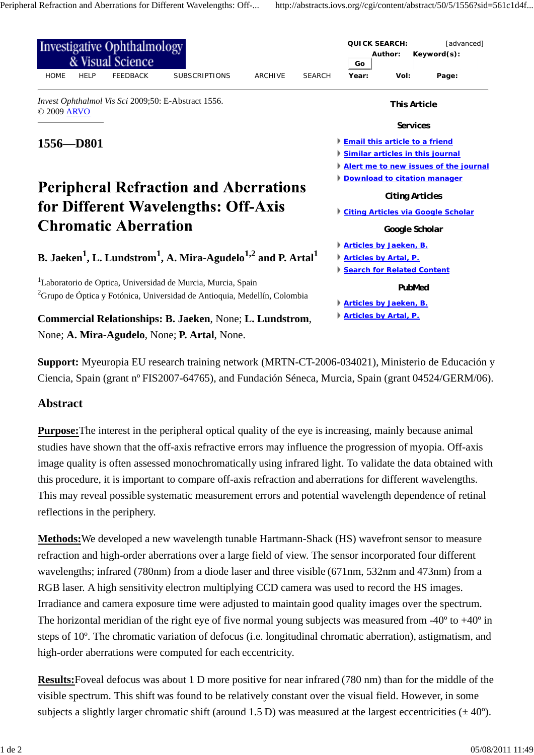*Invest Ophthalmol Vis Sci* 2009;50: E-Abstract 1556.
© 2009 ARVO

## 1556—D801

# Peripheral Refraction and Aberrations for Different Wavelengths: Off-Axis Chromatic Aberration

**B. Jaeken[1], L. Lundstrom[1], A. Mira-Agudelo[1,2] and P. Artal[1]**

[1]Laboratorio de Optica, Universidad de Murcia, Murcia, Spain
[2]Grupo de Óptica y Fotónica, Universidad de Antioquia, Medellín, Colombia

**Commercial Relationships: B. Jaeken**, None; **L. Lundstrom**, None; **A. Mira-Agudelo**, None; **P. Artal**, None.

**Support:** Myeuropia EU research training network (MRTN-CT-2006-034021), Ministerio de Educación y Ciencia, Spain (grant nº FIS2007-64765), and Fundación Séneca, Murcia, Spain (grant 04524/GERM/06).

## Abstract

**Purpose:** The interest in the peripheral optical quality of the eye is increasing, mainly because animal studies have shown that the off-axis refractive errors may influence the progression of myopia. Off-axis image quality is often assessed monochromatically using infrared light. To validate the data obtained with this procedure, it is important to compare off-axis refraction and aberrations for different wavelengths. This may reveal possible systematic measurement errors and potential wavelength dependence of retinal reflections in the periphery.

**Methods:** We developed a new wavelength tunable Hartmann-Shack (HS) wavefront sensor to measure refraction and high-order aberrations over a large field of view. The sensor incorporated four different wavelengths; infrared (780nm) from a diode laser and three visible (671nm, 532nm and 473nm) from a RGB laser. A high sensitivity electron multiplying CCD camera was used to record the HS images. Irradiance and camera exposure time were adjusted to maintain good quality images over the spectrum. The horizontal meridian of the right eye of five normal young subjects was measured from -40º to +40º in steps of 10º. The chromatic variation of defocus (i.e. longitudinal chromatic aberration), astigmatism, and high-order aberrations were computed for each eccentricity.

**Results:** Foveal defocus was about 1 D more positive for near infrared (780 nm) than for the middle of the visible spectrum. This shift was found to be relatively constant over the visual field. However, in some subjects a slightly larger chromatic shift (around 1.5 D) was measured at the largest eccentricities (± 40º).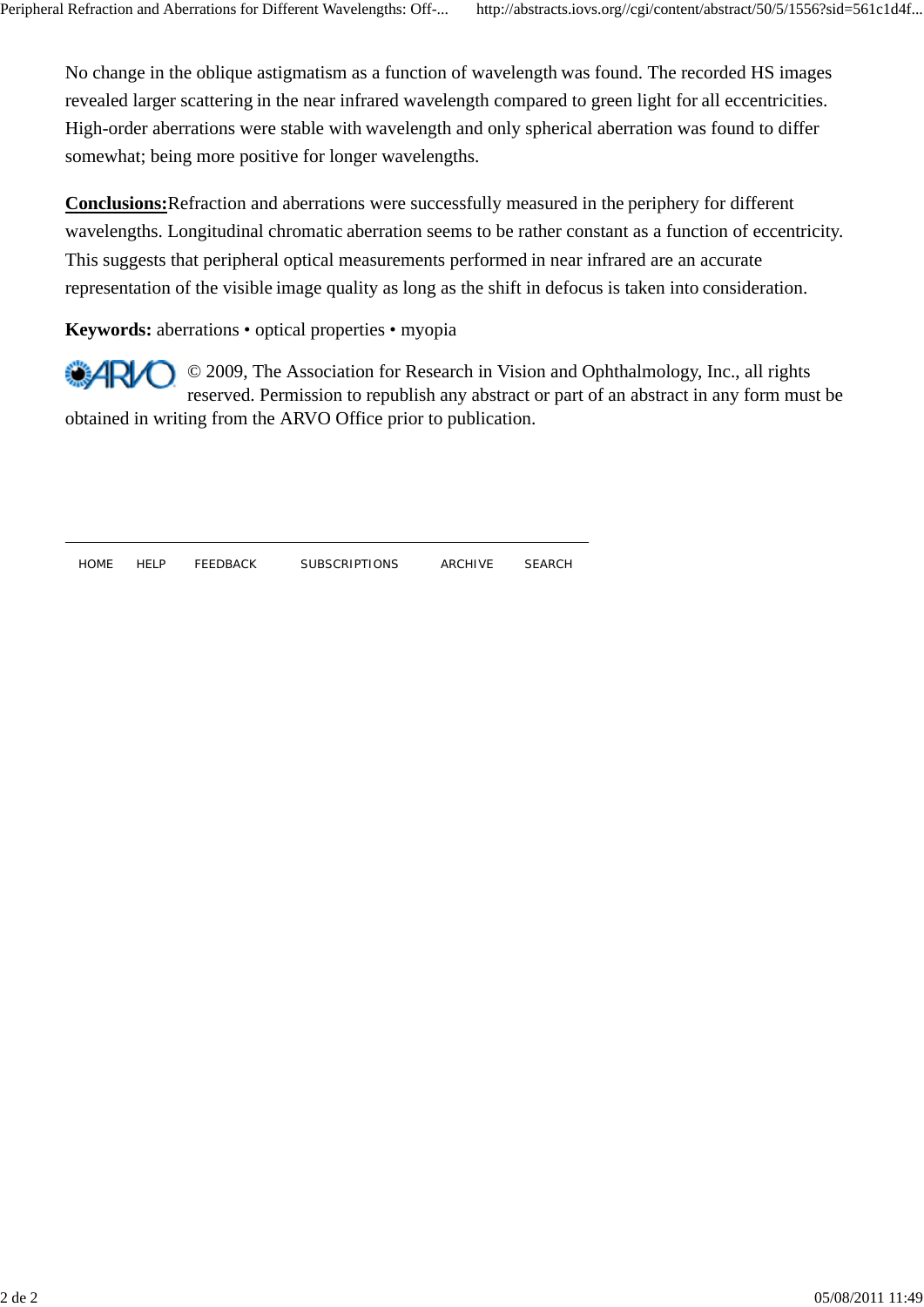No change in the oblique astigmatism as a function of wavelength was found. The recorded HS images revealed larger scattering in the near infrared wavelength compared to green light for all eccentricities. High-order aberrations were stable with wavelength and only spherical aberration was found to differ somewhat; being more positive for longer wavelengths.

**Conclusions:** Refraction and aberrations were successfully measured in the periphery for different wavelengths. Longitudinal chromatic aberration seems to be rather constant as a function of eccentricity. This suggests that peripheral optical measurements performed in near infrared are an accurate representation of the visible image quality as long as the shift in defocus is taken into consideration.

**Keywords:** aberrations • optical properties • myopia

© 2009, The Association for Research in Vision and Ophthalmology, Inc., all rights reserved. Permission to republish any abstract or part of an abstract in any form must be obtained in writing from the ARVO Office prior to publication.

HOME HELP FEEDBACK SUBSCRIPTIONS ARCHIVE SEARCH